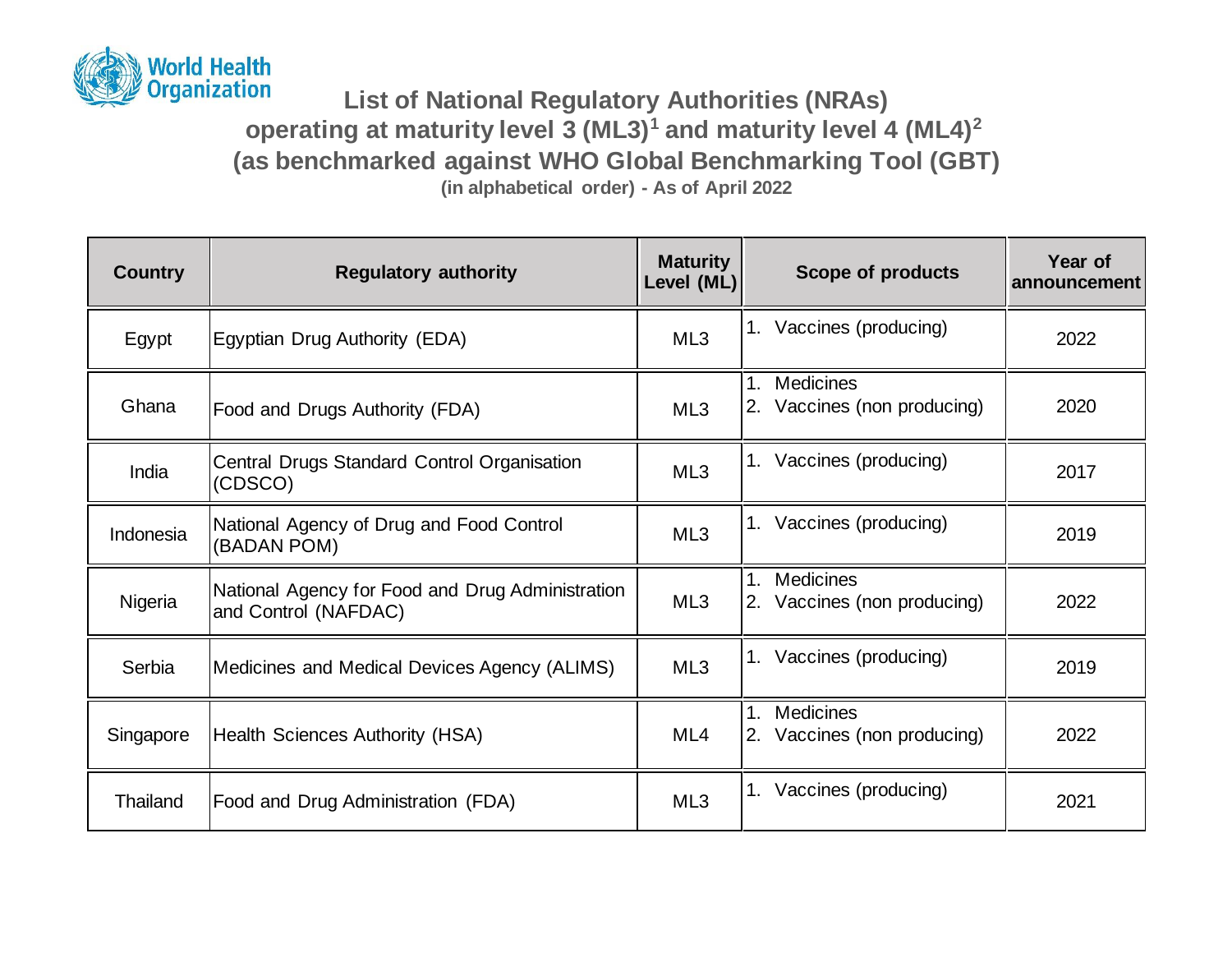# List of National Regulatory Authorities (NRAs) operating at maturity level 3 (ML3)[1] and maturity level 4 (ML4)[2] (as benchmarked against WHO Global Benchmarking Tool (GBT)

**(in alphabetical order) - As of April 2022**

| Country | Regulatory authority | Maturity Level (ML) | Scope of products | Year of announcement |
|---|---|---|---|---|
| Egypt | Egyptian Drug Authority (EDA) | ML3 | 1. Vaccines (producing) | 2022 |
| Ghana | Food and Drugs Authority (FDA) | ML3 | 1. Medicines<br>2. Vaccines (non producing) | 2020 |
| India | Central Drugs Standard Control Organisation (CDSCO) | ML3 | 1. Vaccines (producing) | 2017 |
| Indonesia | National Agency of Drug and Food Control (BADAN POM) | ML3 | 1. Vaccines (producing) | 2019 |
| Nigeria | National Agency for Food and Drug Administration and Control (NAFDAC) | ML3 | 1. Medicines<br>2. Vaccines (non producing) | 2022 |
| Serbia | Medicines and Medical Devices Agency (ALIMS) | ML3 | 1. Vaccines (producing) | 2019 |
| Singapore | Health Sciences Authority (HSA) | ML4 | 1. Medicines<br>2. Vaccines (non producing) | 2022 |
| Thailand | Food and Drug Administration (FDA) | ML3 | 1. Vaccines (producing) | 2021 |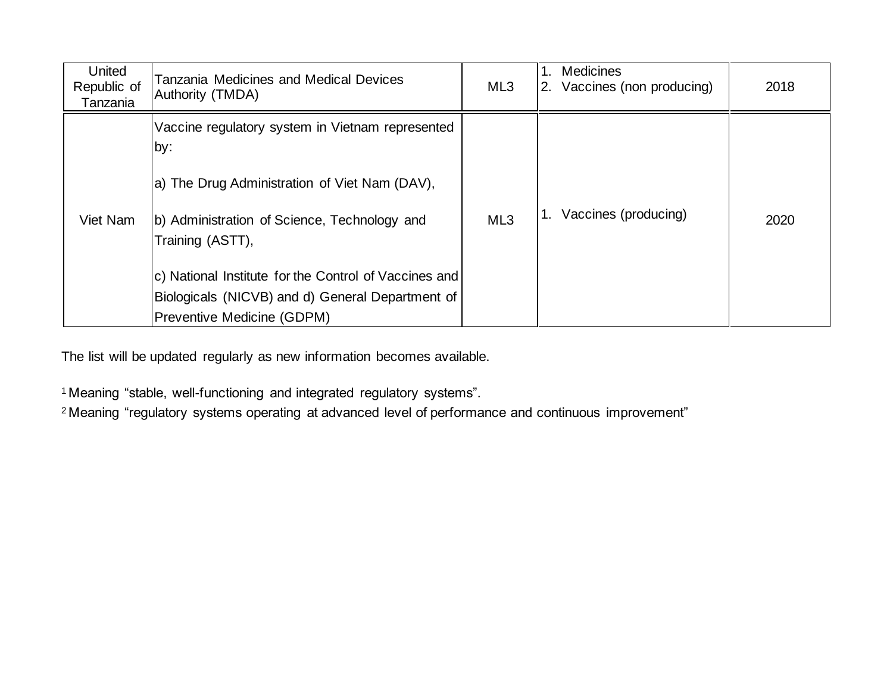| | | | | |
|---|---|---|---|---|
| United Republic of Tanzania | Tanzania Medicines and Medical Devices Authority (TMDA) | ML3 | 1. Medicines<br>2. Vaccines (non producing) | 2018 |
| Viet Nam | Vaccine regulatory system in Vietnam represented by:<br><br>a) The Drug Administration of Viet Nam (DAV),<br><br>b) Administration of Science, Technology and Training (ASTT),<br><br>c) National Institute for the Control of Vaccines and Biologicals (NICVB) and d) General Department of Preventive Medicine (GDPM) | ML3 | 1. Vaccines (producing) | 2020 |

The list will be updated regularly as new information becomes available.

[1] Meaning "stable, well-functioning and integrated regulatory systems".

[2] Meaning "regulatory systems operating at advanced level of performance and continuous improvement"